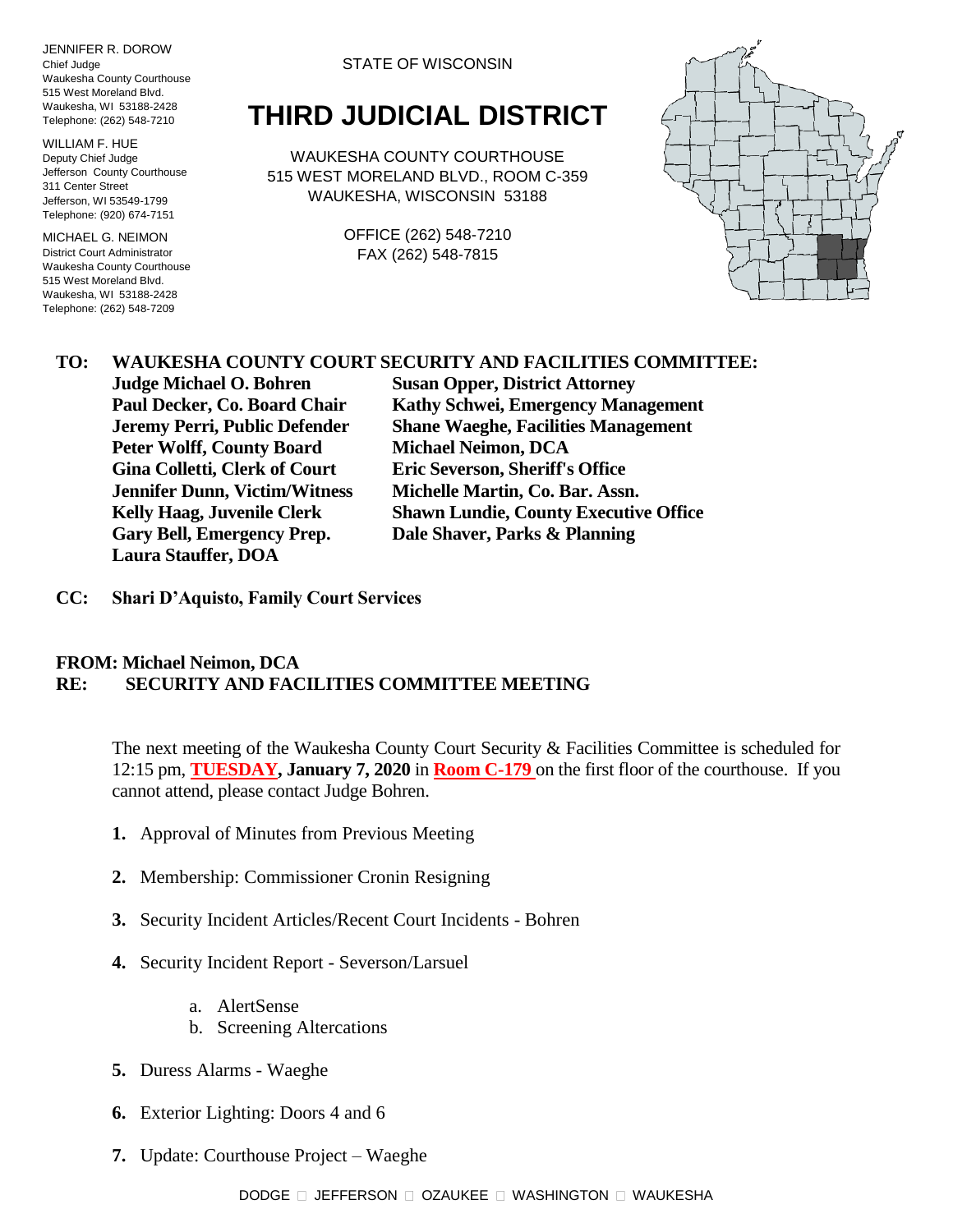JENNIFER R. DOROW
Chief Judge
Waukesha County Courthouse
515 West Moreland Blvd.
Waukesha, WI 53188-2428
Telephone: (262) 548-7210

WILLIAM F. HUE
Deputy Chief Judge
Jefferson County Courthouse
311 Center Street
Jefferson, WI 53549-1799
Telephone: (920) 674-7151

MICHAEL G. NEIMON
District Court Administrator
Waukesha County Courthouse
515 West Moreland Blvd.
Waukesha, WI 53188-2428
Telephone: (262) 548-7209

STATE OF WISCONSIN

# THIRD JUDICIAL DISTRICT

WAUKESHA COUNTY COURTHOUSE
515 WEST MORELAND BLVD., ROOM C-359
WAUKESHA, WISCONSIN 53188

OFFICE (262) 548-7210
FAX (262) 548-7815

**TO: WAUKESHA COUNTY COURT SECURITY AND FACILITIES COMMITTEE:**

**Judge Michael O. Bohren**
**Paul Decker, Co. Board Chair**
**Jeremy Perri, Public Defender**
**Peter Wolff, County Board**
**Gina Colletti, Clerk of Court**
**Jennifer Dunn, Victim/Witness**
**Kelly Haag, Juvenile Clerk**
**Gary Bell, Emergency Prep.**
**Laura Stauffer, DOA**
**Susan Opper, District Attorney**
**Kathy Schwei, Emergency Management**
**Shane Waeghe, Facilities Management**
**Michael Neimon, DCA**
**Eric Severson, Sheriff's Office**
**Michelle Martin, Co. Bar. Assn.**
**Shawn Lundie, County Executive Office**
**Dale Shaver, Parks & Planning**

**CC: Shari D'Aquisto, Family Court Services**

**FROM: Michael Neimon, DCA**
**RE: SECURITY AND FACILITIES COMMITTEE MEETING**

The next meeting of the Waukesha County Court Security & Facilities Committee is scheduled for 12:15 pm, **TUESDAY, January 7, 2020** in **Room C-179** on the first floor of the courthouse. If you cannot attend, please contact Judge Bohren.

1. Approval of Minutes from Previous Meeting
2. Membership: Commissioner Cronin Resigning
3. Security Incident Articles/Recent Court Incidents - Bohren
4. Security Incident Report - Severson/Larsuel
   a. AlertSense
   b. Screening Altercations
5. Duress Alarms - Waeghe
6. Exterior Lighting: Doors 4 and 6
7. Update: Courthouse Project – Waeghe

DODGE □ JEFFERSON □ OZAUKEE □ WASHINGTON □ WAUKESHA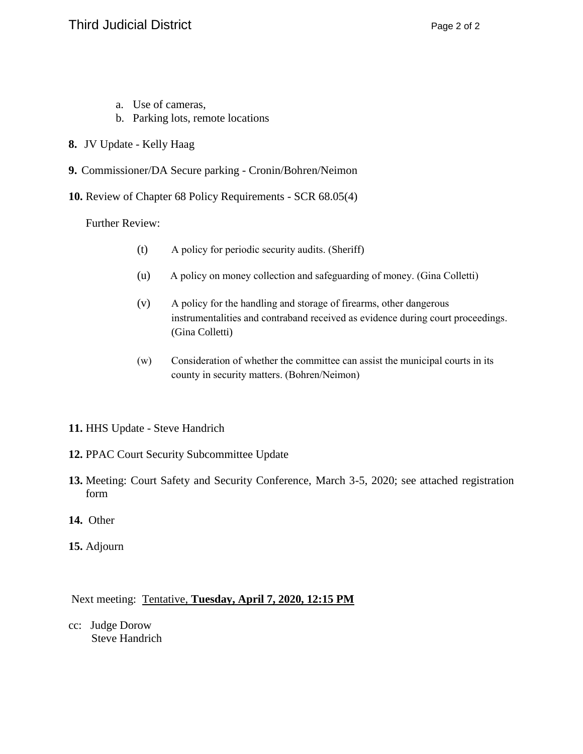a. Use of cameras,
b. Parking lots, remote locations

**8.** JV Update - Kelly Haag

**9.** Commissioner/DA Secure parking - Cronin/Bohren/Neimon

**10.** Review of Chapter 68 Policy Requirements - SCR 68.05(4)

Further Review:

(t) A policy for periodic security audits. (Sheriff)

(u) A policy on money collection and safeguarding of money. (Gina Colletti)

(v) A policy for the handling and storage of firearms, other dangerous instrumentalities and contraband received as evidence during court proceedings. (Gina Colletti)

(w) Consideration of whether the committee can assist the municipal courts in its county in security matters. (Bohren/Neimon)

**11.** HHS Update - Steve Handrich

**12.** PPAC Court Security Subcommittee Update

**13.** Meeting: Court Safety and Security Conference, March 3-5, 2020; see attached registration form

**14.** Other

**15.** Adjourn

Next meeting: Tentative, **Tuesday, April 7, 2020, 12:15 PM**

cc: Judge Dorow
Steve Handrich